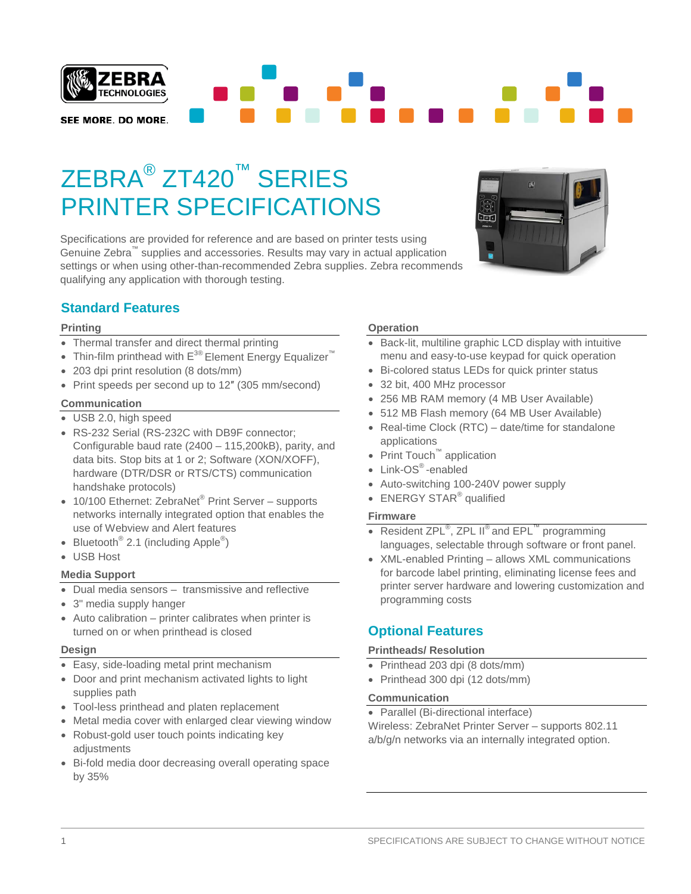# ZEBRA® ZT420™ SERIES PRINTER SPECIFICATIONS

Specifications are provided for reference and are based on printer tests using Genuine Zebra™ supplies and accessories. Results may vary in actual application settings or when using other-than-recommended Zebra supplies. Zebra recommends qualifying any application with thorough testing.

## Standard Features

### Printing

- Thermal transfer and direct thermal printing
- Thin-film printhead with E3® Element Energy Equalizer™
- 203 dpi print resolution (8 dots/mm)
- Print speeds per second up to 12″ (305 mm/second)

### Communication

- USB 2.0, high speed
- RS-232 Serial (RS-232C with DB9F connector; Configurable baud rate (2400 – 115,200kB), parity, and data bits. Stop bits at 1 or 2; Software (XON/XOFF), hardware (DTR/DSR or RTS/CTS) communication handshake protocols)
- 10/100 Ethernet: ZebraNet® Print Server – supports networks internally integrated option that enables the use of Webview and Alert features
- Bluetooth® 2.1 (including Apple®)
- USB Host

### Media Support

- Dual media sensors – transmissive and reflective
- 3" media supply hanger
- Auto calibration – printer calibrates when printer is turned on or when printhead is closed

### Design

- Easy, side-loading metal print mechanism
- Door and print mechanism activated lights to light supplies path
- Tool-less printhead and platen replacement
- Metal media cover with enlarged clear viewing window
- Robust-gold user touch points indicating key adjustments
- Bi-fold media door decreasing overall operating space by 35%

### Operation

- Back-lit, multiline graphic LCD display with intuitive menu and easy-to-use keypad for quick operation
- Bi-colored status LEDs for quick printer status
- 32 bit, 400 MHz processor
- 256 MB RAM memory (4 MB User Available)
- 512 MB Flash memory (64 MB User Available)
- Real-time Clock (RTC) – date/time for standalone applications
- Print Touch™ application
- Link-OS®-enabled
- Auto-switching 100-240V power supply
- ENERGY STAR® qualified

### Firmware

- Resident ZPL®, ZPL II® and EPL™ programming languages, selectable through software or front panel.
- XML-enabled Printing – allows XML communications for barcode label printing, eliminating license fees and printer server hardware and lowering customization and programming costs

## Optional Features

### Printheads/ Resolution

- Printhead 203 dpi (8 dots/mm)
- Printhead 300 dpi (12 dots/mm)

### Communication

- Parallel (Bi-directional interface)

Wireless: ZebraNet Printer Server – supports 802.11 a/b/g/n networks via an internally integrated option.

SPECIFICATIONS ARE SUBJECT TO CHANGE WITHOUT NOTICE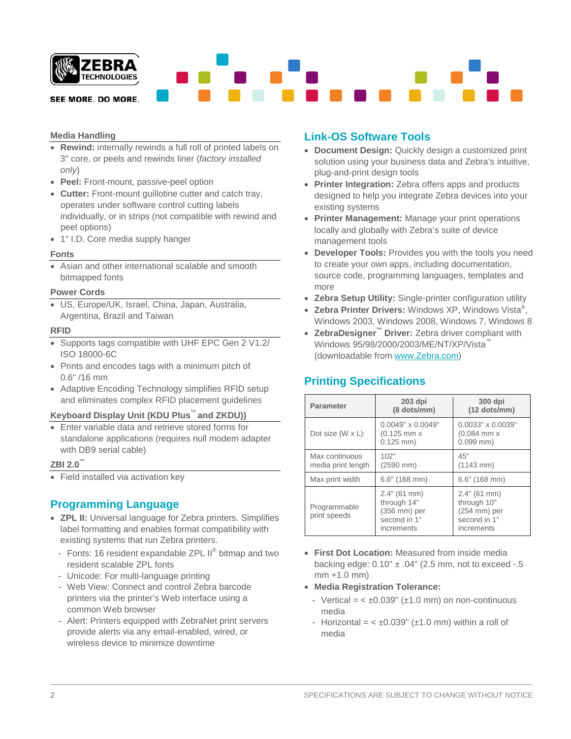### Media Handling

- **Rewind:** internally rewinds a full roll of printed labels on 3" core, or peels and rewinds liner (*factory installed only*)
- **Peel:** Front-mount, passive-peel option
- **Cutter:** Front-mount guillotine cutter and catch tray, operates under software control cutting labels individually, or in strips (not compatible with rewind and peel options)
- 1" I.D. Core media supply hanger

### Fonts

- Asian and other international scalable and smooth bitmapped fonts

### Power Cords

- US, Europe/UK, Israel, China, Japan, Australia, Argentina, Brazil and Taiwan

### RFID

- Supports tags compatible with UHF EPC Gen 2 V1.2/ ISO 18000-6C
- Prints and encodes tags with a minimum pitch of 0.6" /16 mm
- Adaptive Encoding Technology simplifies RFID setup and eliminates complex RFID placement guidelines

### Keyboard Display Unit (KDU Plus™ and ZKDU))

- Enter variable data and retrieve stored forms for standalone applications (requires null modem adapter with DB9 serial cable)

### ZBI 2.0™

- Field installed via activation key

## Programming Language

- **ZPL II:** Universal language for Zebra printers. Simplifies label formatting and enables format compatibility with existing systems that run Zebra printers.
  - Fonts: 16 resident expandable ZPL II® bitmap and two resident scalable ZPL fonts
  - Unicode: For multi-language printing
  - Web View: Connect and control Zebra barcode printers via the printer's Web interface using a common Web browser
  - Alert: Printers equipped with ZebraNet print servers provide alerts via any email-enabled, wired, or wireless device to minimize downtime

## Link-OS Software Tools

- **Document Design:** Quickly design a customized print solution using your business data and Zebra's intuitive, plug-and-print design tools
- **Printer Integration:** Zebra offers apps and products designed to help you integrate Zebra devices into your existing systems
- **Printer Management:** Manage your print operations locally and globally with Zebra's suite of device management tools
- **Developer Tools:** Provides you with the tools you need to create your own apps, including documentation, source code, programming languages, templates and more
- **Zebra Setup Utility:** Single-printer configuration utility
- **Zebra Printer Drivers:** Windows XP, Windows Vista®, Windows 2003, Windows 2008, Windows 7, Windows 8
- **ZebraDesigner™ Driver:** Zebra driver compliant with Windows 95/98/2000/2003/ME/NT/XP/Vista™ (downloadable from www.Zebra.com)

## Printing Specifications

| Parameter | 203 dpi (8 dots/mm) | 300 dpi (12 dots/mm) |
|---|---|---|
| Dot size (W x L): | 0.0049" x 0.0049" (0.125 mm x 0.125 mm) | 0.0033" x 0.0039" (0.084 mm x 0.099 mm) |
| Max continuous media print length | 102" (2590 mm) | 45" (1143 mm) |
| Max print width | 6.6" (168 mm) | 6.6" (168 mm) |
| Programmable print speeds | 2.4" (61 mm) through 14" (356 mm) per second in 1" increments | 2.4" (61 mm) through 10" (254 mm) per second in 1" increments |

- **First Dot Location:** Measured from inside media backing edge: 0.10" ± .04" (2.5 mm, not to exceed -.5 mm +1.0 mm)
- **Media Registration Tolerance:**
  - Vertical = < ±0.039" (±1.0 mm) on non-continuous media
  - Horizontal = < ±0.039" (±1.0 mm) within a roll of media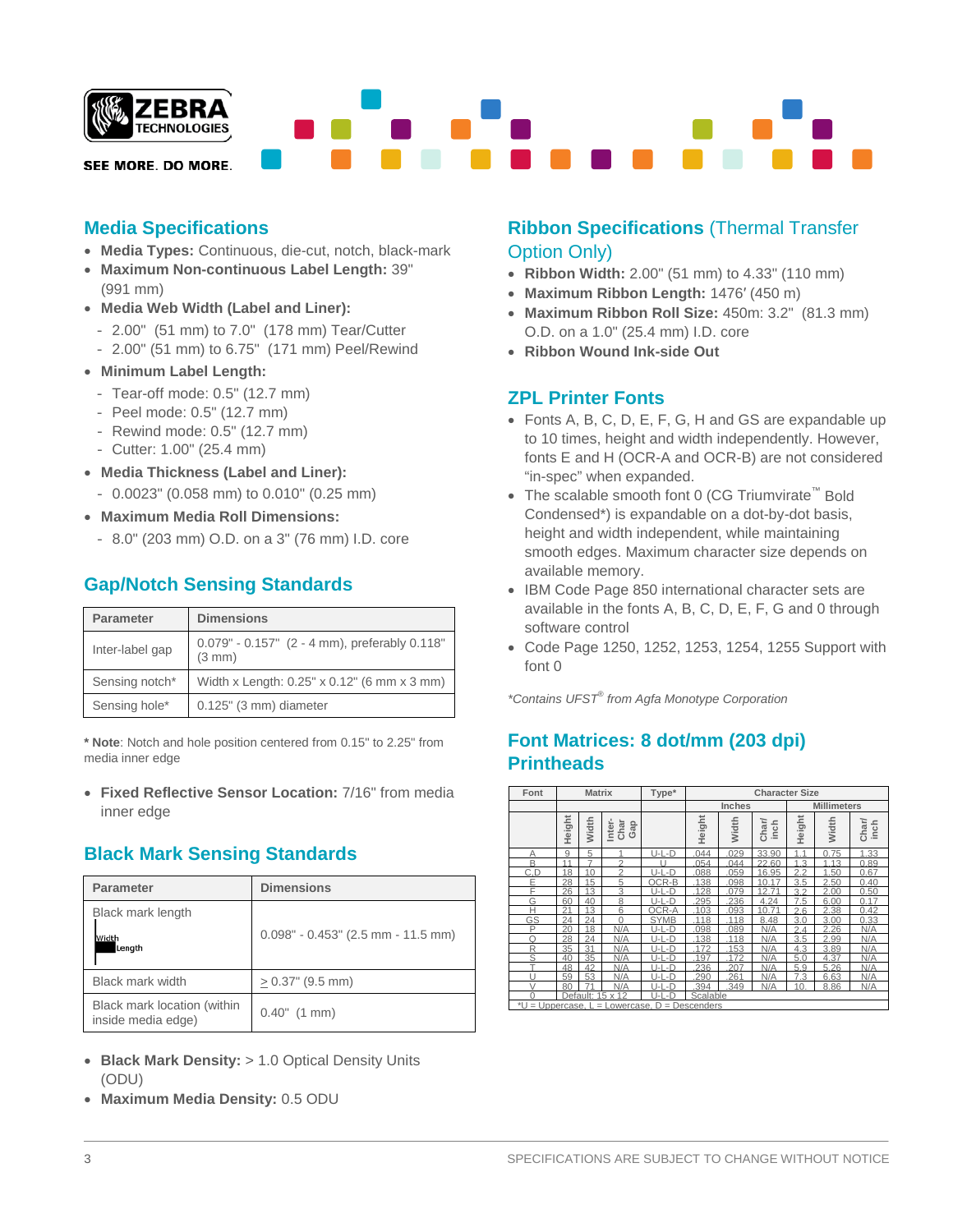## Media Specifications

- **Media Types:** Continuous, die-cut, notch, black-mark
- **Maximum Non-continuous Label Length:** 39" (991 mm)
- **Media Web Width (Label and Liner):**
  - 2.00" (51 mm) to 7.0" (178 mm) Tear/Cutter
  - 2.00" (51 mm) to 6.75" (171 mm) Peel/Rewind
- **Minimum Label Length:**
  - Tear-off mode: 0.5" (12.7 mm)
  - Peel mode: 0.5" (12.7 mm)
  - Rewind mode: 0.5" (12.7 mm)
  - Cutter: 1.00" (25.4 mm)
- **Media Thickness (Label and Liner):**
  - 0.0023" (0.058 mm) to 0.010" (0.25 mm)
- **Maximum Media Roll Dimensions:**
  - 8.0" (203 mm) O.D. on a 3" (76 mm) I.D. core

## Gap/Notch Sensing Standards

| Parameter | Dimensions |
|---|---|
| Inter-label gap | 0.079" - 0.157" (2 - 4 mm), preferably 0.118" (3 mm) |
| Sensing notch* | Width x Length: 0.25" x 0.12" (6 mm x 3 mm) |
| Sensing hole* | 0.125" (3 mm) diameter |

* **Note**: Notch and hole position centered from 0.15" to 2.25" from media inner edge

- **Fixed Reflective Sensor Location:** 7/16" from media inner edge

## Black Mark Sensing Standards

| Parameter | Dimensions |
|---|---|
| Black mark length (Width, Length) | 0.098" - 0.453" (2.5 mm - 11.5 mm) |
| Black mark width | ≥ 0.37" (9.5 mm) |
| Black mark location (within inside media edge) | 0.40" (1 mm) |

- **Black Mark Density:** > 1.0 Optical Density Units (ODU)
- **Maximum Media Density:** 0.5 ODU

## Ribbon Specifications (Thermal Transfer Option Only)

- **Ribbon Width:** 2.00" (51 mm) to 4.33" (110 mm)
- **Maximum Ribbon Length:** 1476′ (450 m)
- **Maximum Ribbon Roll Size:** 450m: 3.2" (81.3 mm) O.D. on a 1.0" (25.4 mm) I.D. core
- **Ribbon Wound Ink-side Out**

## ZPL Printer Fonts

- Fonts A, B, C, D, E, F, G, H and GS are expandable up to 10 times, height and width independently. However, fonts E and H (OCR-A and OCR-B) are not considered "in-spec" when expanded.
- The scalable smooth font 0 (CG Triumvirate™ Bold Condensed*) is expandable on a dot-by-dot basis, height and width independent, while maintaining smooth edges. Maximum character size depends on available memory.
- IBM Code Page 850 international character sets are available in the fonts A, B, C, D, E, F, G and 0 through software control
- Code Page 1250, 1252, 1253, 1254, 1255 Support with font 0

*\*Contains UFST® from Agfa Monotype Corporation*

## Font Matrices: 8 dot/mm (203 dpi) Printheads

| Font | Matrix | | | Type* | Character Size | | | | | |
|---|---|---|---|---|---|---|---|---|---|---|
| | | | | | Inches | | | Millimeters | | |
| | Height | Width | Inter-Char Gap | | Height | Width | Char/inch | Height | Width | Char/inch |
| A | 9 | 5 | 1 | U-L-D | .044 | .029 | 33.90 | 1.1 | 0.75 | 1.33 |
| B | 11 | 7 | 2 | U | .054 | .044 | 22.60 | 1.3 | 1.13 | 0.89 |
| C,D | 18 | 10 | 2 | U-L-D | .088 | .059 | 16.95 | 2.2 | 1.50 | 0.67 |
| E | 28 | 15 | 5 | OCR-B | .138 | .098 | 10.17 | 3.5 | 2.50 | 0.40 |
| F | 26 | 13 | 3 | U-L-D | .128 | .079 | 12.71 | 3.2 | 2.00 | 0.50 |
| G | 60 | 40 | 8 | U-L-D | .295 | .236 | 4.24 | 7.5 | 6.00 | 0.17 |
| H | 21 | 13 | 6 | OCR-A | .103 | .093 | 10.71 | 2.6 | 2.38 | 0.42 |
| GS | 24 | 24 | 0 | SYMB | .118 | .118 | 8.48 | 3.0 | 3.00 | 0.33 |
| P | 20 | 18 | N/A | U-L-D | .098 | .089 | N/A | 2.4 | 2.26 | N/A |
| Q | 28 | 24 | N/A | U-L-D | .138 | .118 | N/A | 3.5 | 2.99 | N/A |
| R | 35 | 31 | N/A | U-L-D | .172 | .153 | N/A | 4.3 | 3.89 | N/A |
| S | 40 | 35 | N/A | U-L-D | .197 | .172 | N/A | 5.0 | 4.37 | N/A |
| T | 48 | 42 | N/A | U-L-D | .236 | .207 | N/A | 5.9 | 5.26 | N/A |
| U | 59 | 53 | N/A | U-L-D | .290 | .261 | N/A | 7.3 | 6.63 | N/A |
| V | 80 | 71 | N/A | U-L-D | .394 | .349 | N/A | 10 | 8.86 | N/A |
| 0 | Default: 15 x 12 | | | U-L-D | Scalable | | | | | |

*U = Uppercase, L = Lowercase, D = Descenders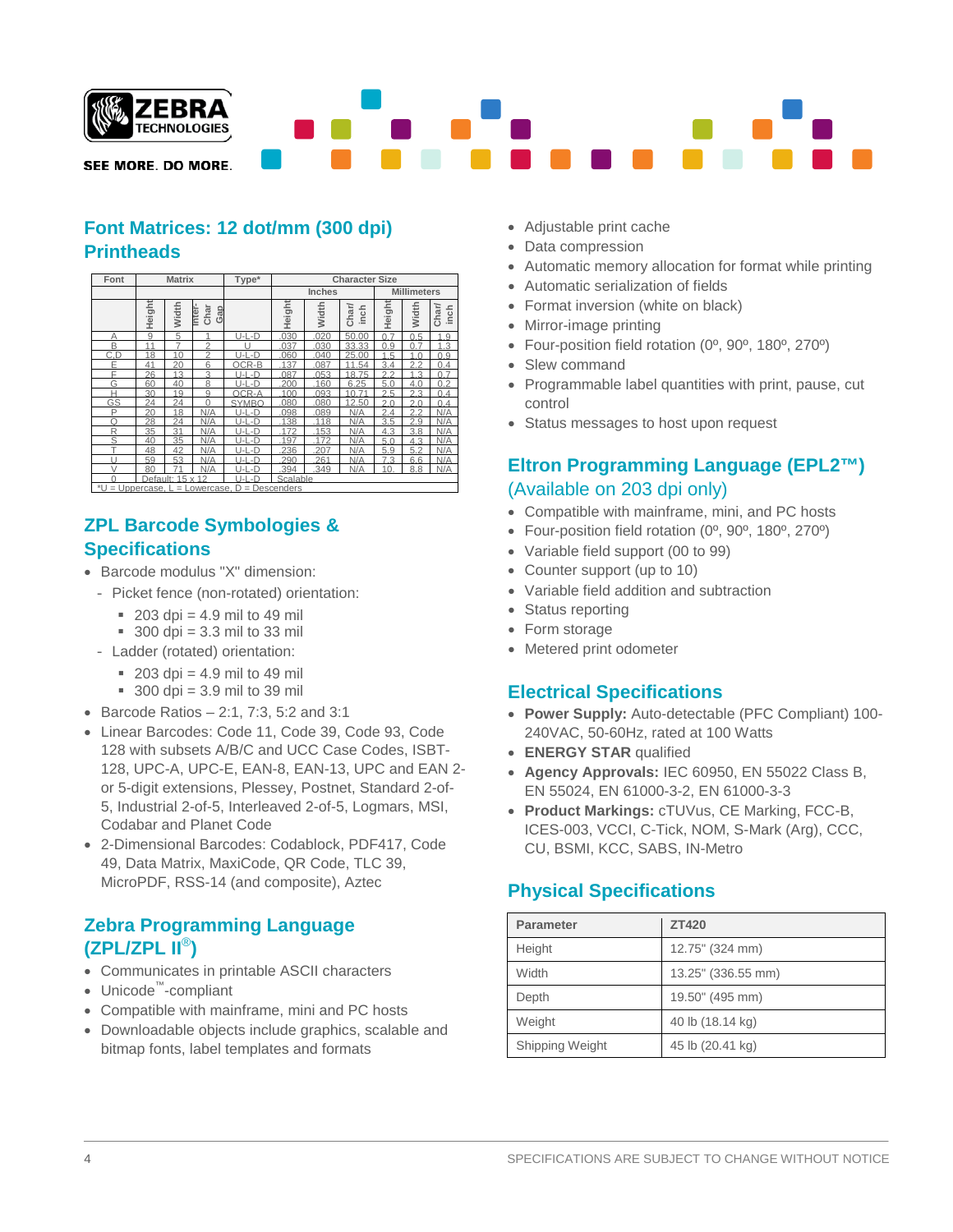## Font Matrices: 12 dot/mm (300 dpi) Printheads

| Font | Matrix | | | Type* | Character Size | | | | | |
|---|---|---|---|---|---|---|---|---|---|---|
| | | | | | Inches | | | Millimeters | | |
| | Height | Width | Inter-Char Gap | | Height | Width | Char/inch | Height | Width | Char/inch |
| A | 9 | 5 | 1 | U-L-D | .030 | .020 | 50.00 | 0.7 | 0.5 | 1.9 |
| B | 11 | 7 | 2 | U | .037 | .030 | 33.33 | 0.9 | 0.7 | 1.3 |
| C,D | 18 | 10 | 2 | U-L-D | .060 | .040 | 25.00 | 1.5 | 1.0 | 0.9 |
| E | 41 | 20 | 6 | OCR-B | .137 | .087 | 11.54 | 3.4 | 2.2 | 0.4 |
| F | 26 | 13 | 3 | U-L-D | .087 | .053 | 18.75 | 2.2 | 1.3 | 0.7 |
| G | 60 | 40 | 8 | U-L-D | .200 | .160 | 6.25 | 5.0 | 4.0 | 0.2 |
| H | 30 | 19 | 9 | OCR-A | .100 | .093 | 10.71 | 2.5 | 2.3 | 0.4 |
| GS | 24 | 24 | 0 | SYMBO | .080 | .080 | 12.50 | 2.0 | 2.0 | 0.4 |
| P | 20 | 18 | N/A | U-L-D | .098 | .089 | N/A | 2.4 | 2.2 | N/A |
| Q | 28 | 24 | N/A | U-L-D | .138 | .118 | N/A | 3.5 | 2.9 | N/A |
| R | 35 | 31 | N/A | U-L-D | .172 | .153 | N/A | 4.3 | 3.8 | N/A |
| S | 40 | 35 | N/A | U-L-D | .197 | .172 | N/A | 5.0 | 4.3 | N/A |
| T | 48 | 42 | N/A | U-L-D | .236 | .207 | N/A | 5.9 | 5.2 | N/A |
| U | 59 | 53 | N/A | U-L-D | .290 | .261 | N/A | 7.3 | 6.6 | N/A |
| V | 80 | 71 | N/A | U-L-D | .394 | .349 | N/A | 10 | 8.8 | N/A |
| 0 | Default: 15 x 12 | | | U-L-D | Scalable | | | | | |

*U = Uppercase, L = Lowercase, D = Descenders

## ZPL Barcode Symbologies & Specifications

- Barcode modulus "X" dimension:
  - Picket fence (non-rotated) orientation:
    - 203 dpi = 4.9 mil to 49 mil
    - 300 dpi = 3.3 mil to 33 mil
  - Ladder (rotated) orientation:
    - 203 dpi = 4.9 mil to 49 mil
    - 300 dpi = 3.9 mil to 39 mil
- Barcode Ratios – 2:1, 7:3, 5:2 and 3:1
- Linear Barcodes: Code 11, Code 39, Code 93, Code 128 with subsets A/B/C and UCC Case Codes, ISBT-128, UPC-A, UPC-E, EAN-8, EAN-13, UPC and EAN 2- or 5-digit extensions, Plessey, Postnet, Standard 2-of-5, Industrial 2-of-5, Interleaved 2-of-5, Logmars, MSI, Codabar and Planet Code
- 2-Dimensional Barcodes: Codablock, PDF417, Code 49, Data Matrix, MaxiCode, QR Code, TLC 39, MicroPDF, RSS-14 (and composite), Aztec

## Zebra Programming Language (ZPL/ZPL II®)

- Communicates in printable ASCII characters
- Unicode™-compliant
- Compatible with mainframe, mini and PC hosts
- Downloadable objects include graphics, scalable and bitmap fonts, label templates and formats
- Adjustable print cache
- Data compression
- Automatic memory allocation for format while printing
- Automatic serialization of fields
- Format inversion (white on black)
- Mirror-image printing
- Four-position field rotation (0º, 90º, 180º, 270º)
- Slew command
- Programmable label quantities with print, pause, cut control
- Status messages to host upon request

## Eltron Programming Language (EPL2™) (Available on 203 dpi only)

- Compatible with mainframe, mini, and PC hosts
- Four-position field rotation (0º, 90º, 180º, 270º)
- Variable field support (00 to 99)
- Counter support (up to 10)
- Variable field addition and subtraction
- Status reporting
- Form storage
- Metered print odometer

## Electrical Specifications

- **Power Supply:** Auto-detectable (PFC Compliant) 100-240VAC, 50-60Hz, rated at 100 Watts
- **ENERGY STAR** qualified
- **Agency Approvals:** IEC 60950, EN 55022 Class B, EN 55024, EN 61000-3-2, EN 61000-3-3
- **Product Markings:** cTUVus, CE Marking, FCC-B, ICES-003, VCCI, C-Tick, NOM, S-Mark (Arg), CCC, CU, BSMI, KCC, SABS, IN-Metro

## Physical Specifications

| Parameter | ZT420 |
|---|---|
| Height | 12.75" (324 mm) |
| Width | 13.25" (336.55 mm) |
| Depth | 19.50" (495 mm) |
| Weight | 40 lb (18.14 kg) |
| Shipping Weight | 45 lb (20.41 kg) |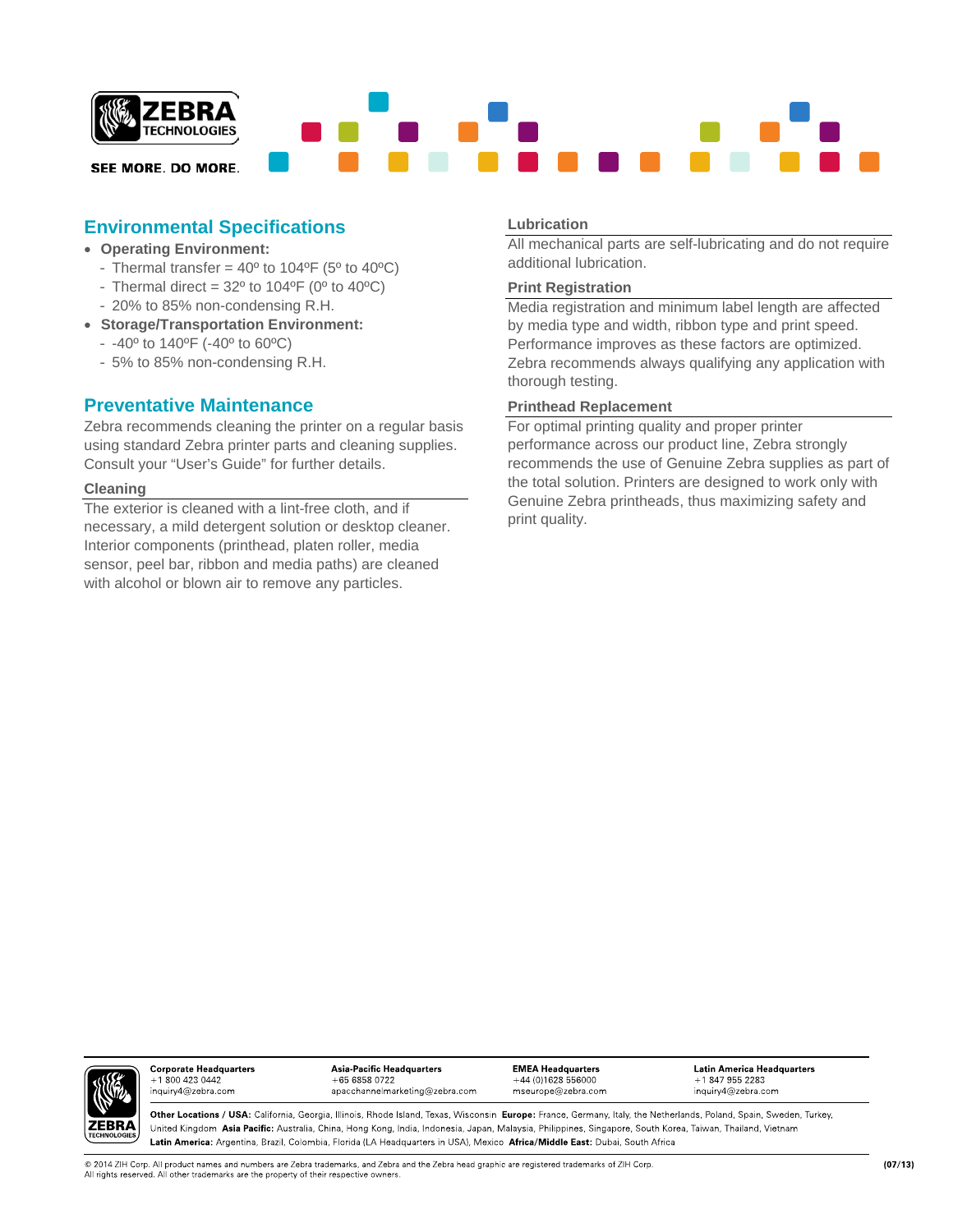## Environmental Specifications

- **Operating Environment:**
  - Thermal transfer = 40º to 104ºF (5º to 40ºC)
  - Thermal direct = 32º to 104ºF (0º to 40ºC)
  - 20% to 85% non-condensing R.H.
- **Storage/Transportation Environment:**
  - -40º to 140ºF (-40º to 60ºC)
  - 5% to 85% non-condensing R.H.

## Preventative Maintenance

Zebra recommends cleaning the printer on a regular basis using standard Zebra printer parts and cleaning supplies. Consult your “User’s Guide” for further details.

### Cleaning

The exterior is cleaned with a lint-free cloth, and if necessary, a mild detergent solution or desktop cleaner. Interior components (printhead, platen roller, media sensor, peel bar, ribbon and media paths) are cleaned with alcohol or blown air to remove any particles.

### Lubrication

All mechanical parts are self-lubricating and do not require additional lubrication.

### Print Registration

Media registration and minimum label length are affected by media type and width, ribbon type and print speed. Performance improves as these factors are optimized. Zebra recommends always qualifying any application with thorough testing.

### Printhead Replacement

For optimal printing quality and proper printer performance across our product line, Zebra strongly recommends the use of Genuine Zebra supplies as part of the total solution. Printers are designed to work only with Genuine Zebra printheads, thus maximizing safety and print quality.

**Corporate Headquarters**
+1 800 423 0442
inquiry4@zebra.com

**Asia-Pacific Headquarters**
+65 6858 0722
apacchannelmarketing@zebra.com

**EMEA Headquarters**
+44 (0)1628 556000
mseurope@zebra.com

**Latin America Headquarters**
+1 847 955 2283
inquiry4@zebra.com

**Other Locations / USA:** California, Georgia, Illinois, Rhode Island, Texas, Wisconsin **Europe:** France, Germany, Italy, the Netherlands, Poland, Spain, Sweden, Turkey, United Kingdom **Asia Pacific:** Australia, China, Hong Kong, India, Indonesia, Japan, Malaysia, Philippines, Singapore, South Korea, Taiwan, Thailand, Vietnam **Latin America:** Argentina, Brazil, Colombia, Florida (LA Headquarters in USA), Mexico **Africa/Middle East:** Dubai, South Africa

© 2014 ZIH Corp. All product names and numbers are Zebra trademarks, and Zebra and the Zebra head graphic are registered trademarks of ZIH Corp. All rights reserved. All other trademarks are the property of their respective owners.

**(07/13)**